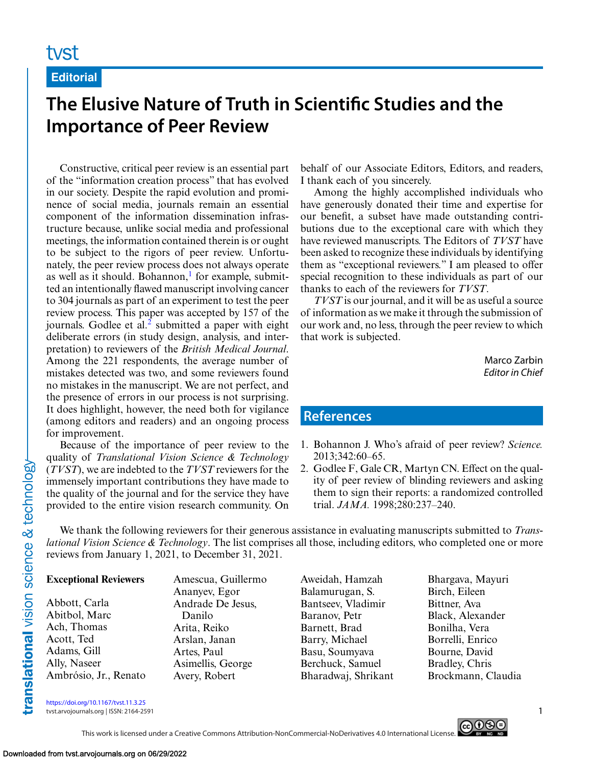Editorial

# The Elusive Nature of Truth in Scientific Studies and the Importance of Peer Review

Constructive, critical peer review is an essential part of the "information creation process" that has evolved in our society. Despite the rapid evolution and prominence of social media, journals remain an essential component of the information dissemination infrastructure because, unlike social media and professional meetings, the information contained therein is or ought to be subject to the rigors of peer review. Unfortunately, the peer review process does not always operate as well as it should. Bohannon,[1] for example, submitted an intentionally flawed manuscript involving cancer to 304 journals as part of an experiment to test the peer review process. This paper was accepted by 157 of the journals. Godlee et al.[2] submitted a paper with eight deliberate errors (in study design, analysis, and interpretation) to reviewers of the *British Medical Journal*. Among the 221 respondents, the average number of mistakes detected was two, and some reviewers found no mistakes in the manuscript. We are not perfect, and the presence of errors in our process is not surprising. It does highlight, however, the need both for vigilance (among editors and readers) and an ongoing process for improvement.

Because of the importance of peer review to the quality of *Translational Vision Science & Technology* (*TVST*), we are indebted to the *TVST* reviewers for the immensely important contributions they have made to the quality of the journal and for the service they have provided to the entire vision research community. On behalf of our Associate Editors, Editors, and readers, I thank each of you sincerely.

Among the highly accomplished individuals who have generously donated their time and expertise for our benefit, a subset have made outstanding contributions due to the exceptional care with which they have reviewed manuscripts. The Editors of *TVST* have been asked to recognize these individuals by identifying them as "exceptional reviewers." I am pleased to offer special recognition to these individuals as part of our thanks to each of the reviewers for *TVST*.

*TVST* is our journal, and it will be as useful a source of information as we make it through the submission of our work and, no less, through the peer review to which that work is subjected.

Marco Zarbin
*Editor in Chief*

## References

1. Bohannon J. Who's afraid of peer review? *Science.* 2013;342:60–65.
2. Godlee F, Gale CR, Martyn CN. Effect on the quality of peer review of blinding reviewers and asking them to sign their reports: a randomized controlled trial. *JAMA.* 1998;280:237–240.

We thank the following reviewers for their generous assistance in evaluating manuscripts submitted to *Translational Vision Science & Technology*. The list comprises all those, including editors, who completed one or more reviews from January 1, 2021, to December 31, 2021.

**Exceptional Reviewers**

Abbott, Carla
Abitbol, Marc
Ach, Thomas
Acott, Ted
Adams, Gill
Ally, Naseer
Ambrósio, Jr., Renato
Amescua, Guillermo
Ananyev, Egor
Andrade De Jesus, Danilo
Arita, Reiko
Arslan, Janan
Artes, Paul
Asimellis, George
Avery, Robert
Aweidah, Hamzah
Balamurugan, S.
Bantseev, Vladimir
Baranov, Petr
Barnett, Brad
Barry, Michael
Basu, Soumyava
Berchuck, Samuel
Bharadwaj, Shrikant
Bhargava, Mayuri
Birch, Eileen
Bittner, Ava
Black, Alexander
Bonilha, Vera
Borrelli, Enrico
Bourne, David
Bradley, Chris
Brockmann, Claudia

https://doi.org/10.1167/tvst.11.3.25
tvst.arvojournals.org | ISSN: 2164-2591

This work is licensed under a Creative Commons Attribution-NonCommercial-NoDerivatives 4.0 International License.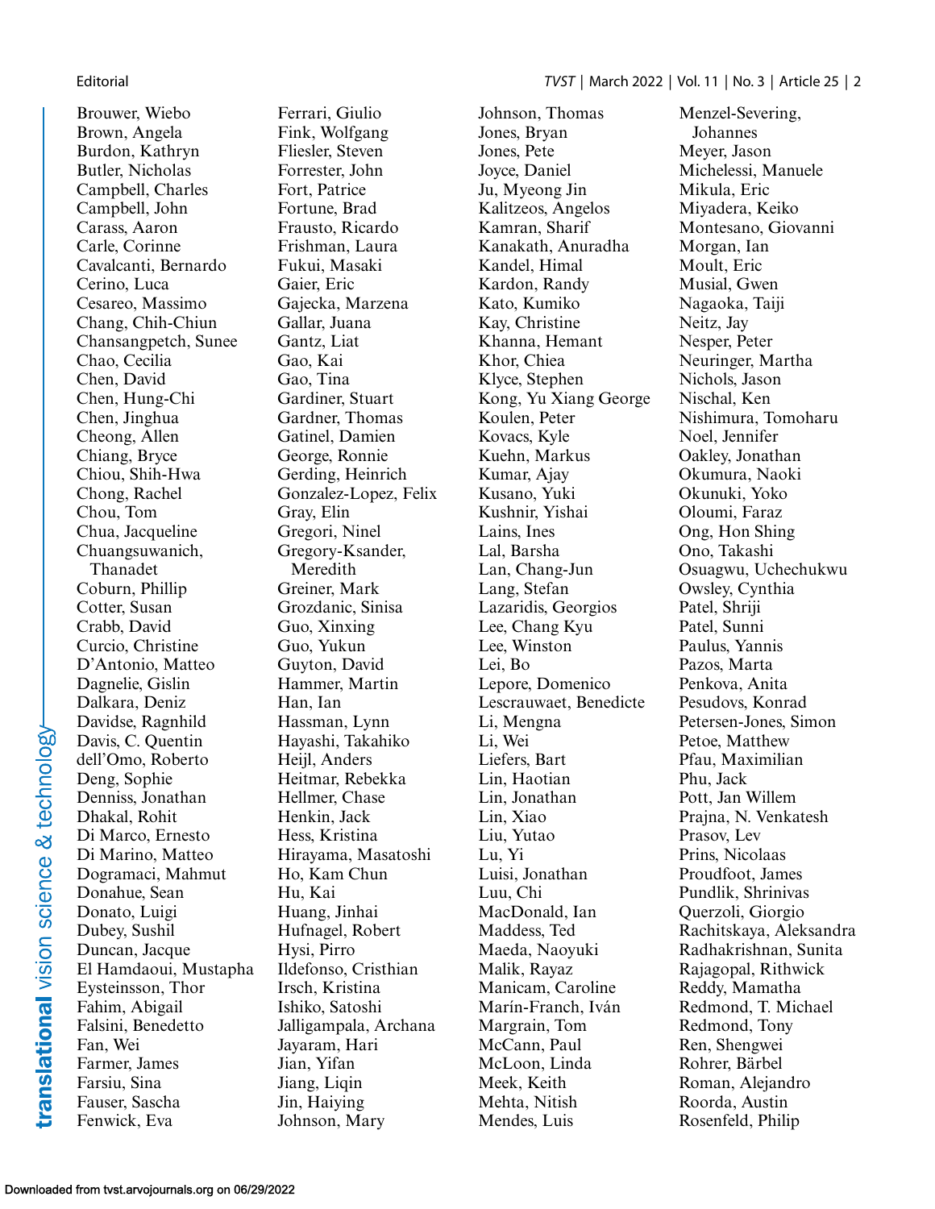Brouwer, Wiebo
Brown, Angela
Burdon, Kathryn
Butler, Nicholas
Campbell, Charles
Campbell, John
Carass, Aaron
Carle, Corinne
Cavalcanti, Bernardo
Cerino, Luca
Cesareo, Massimo
Chang, Chih-Chiun
Chansangpetch, Sunee
Chao, Cecilia
Chen, David
Chen, Hung-Chi
Chen, Jinghua
Cheong, Allen
Chiang, Bryce
Chiou, Shih-Hwa
Chong, Rachel
Chou, Tom
Chua, Jacqueline
Chuangsuwanich, Thanadet
Coburn, Phillip
Cotter, Susan
Crabb, David
Curcio, Christine
D'Antonio, Matteo
Dagnelie, Gislin
Dalkara, Deniz
Davidse, Ragnhild
Davis, C. Quentin
dell'Omo, Roberto
Deng, Sophie
Denniss, Jonathan
Dhakal, Rohit
Di Marco, Ernesto
Di Marino, Matteo
Dogramaci, Mahmut
Donahue, Sean
Donato, Luigi
Dubey, Sushil
Duncan, Jacque
El Hamdaoui, Mustapha
Eysteinsson, Thor
Fahim, Abigail
Falsini, Benedetto
Fan, Wei
Farmer, James
Farsiu, Sina
Fauser, Sascha
Fenwick, Eva
Ferrari, Giulio
Fink, Wolfgang
Fliesler, Steven
Forrester, John
Fort, Patrice
Fortune, Brad
Frausto, Ricardo
Frishman, Laura
Fukui, Masaki
Gaier, Eric
Gajecka, Marzena
Gallar, Juana
Gantz, Liat
Gao, Kai
Gao, Tina
Gardiner, Stuart
Gardner, Thomas
Gatinel, Damien
George, Ronnie
Gerding, Heinrich
Gonzalez-Lopez, Felix
Gray, Elin
Gregori, Ninel
Gregory-Ksander, Meredith
Greiner, Mark
Grozdanic, Sinisa
Guo, Xinxing
Guo, Yukun
Guyton, David
Hammer, Martin
Han, Ian
Hassman, Lynn
Hayashi, Takahiko
Heijl, Anders
Heitmar, Rebekka
Hellmer, Chase
Henkin, Jack
Hess, Kristina
Hirayama, Masatoshi
Ho, Kam Chun
Hu, Kai
Huang, Jinhai
Hufnagel, Robert
Hysi, Pirro
Ildefonso, Cristhian
Irsch, Kristina
Ishiko, Satoshi
Jalligampala, Archana
Jayaram, Hari
Jian, Yifan
Jiang, Liqin
Jin, Haiying
Johnson, Mary
Johnson, Thomas
Jones, Bryan
Jones, Pete
Joyce, Daniel
Ju, Myeong Jin
Kalitzeos, Angelos
Kamran, Sharif
Kanakath, Anuradha
Kandel, Himal
Kardon, Randy
Kato, Kumiko
Kay, Christine
Khanna, Hemant
Khor, Chiea
Klyce, Stephen
Kong, Yu Xiang George
Koulen, Peter
Kovacs, Kyle
Kuehn, Markus
Kumar, Ajay
Kusano, Yuki
Kushnir, Yishai
Lains, Ines
Lal, Barsha
Lan, Chang-Jun
Lang, Stefan
Lazaridis, Georgios
Lee, Chang Kyu
Lee, Winston
Lei, Bo
Lepore, Domenico
Lescrauwaet, Benedicte
Li, Mengna
Li, Wei
Liefers, Bart
Lin, Haotian
Lin, Jonathan
Lin, Xiao
Liu, Yutao
Lu, Yi
Luisi, Jonathan
Luu, Chi
MacDonald, Ian
Maddess, Ted
Maeda, Naoyuki
Malik, Rayaz
Manicam, Caroline
Marín-Franch, Iván
Margrain, Tom
McCann, Paul
McLoon, Linda
Meek, Keith
Mehta, Nitish
Mendes, Luis
Menzel-Severing, Johannes
Meyer, Jason
Michelessi, Manuele
Mikula, Eric
Miyadera, Keiko
Montesano, Giovanni
Morgan, Ian
Moult, Eric
Musial, Gwen
Nagaoka, Taiji
Neitz, Jay
Nesper, Peter
Neuringer, Martha
Nichols, Jason
Nischal, Ken
Nishimura, Tomoharu
Noel, Jennifer
Oakley, Jonathan
Okumura, Naoki
Okunuki, Yoko
Oloumi, Faraz
Ong, Hon Shing
Ono, Takashi
Osuagwu, Uchechukwu
Owsley, Cynthia
Patel, Shriji
Patel, Sunni
Paulus, Yannis
Pazos, Marta
Penkova, Anita
Pesudovs, Konrad
Petersen-Jones, Simon
Petoe, Matthew
Pfau, Maximilian
Phu, Jack
Pott, Jan Willem
Prajna, N. Venkatesh
Prasov, Lev
Prins, Nicolaas
Proudfoot, James
Pundlik, Shrinivas
Querzoli, Giorgio
Rachitskaya, Aleksandra
Radhakrishnan, Sunita
Rajagopal, Rithwick
Reddy, Mamatha
Redmond, T. Michael
Redmond, Tony
Ren, Shengwei
Rohrer, Bärbel
Roman, Alejandro
Roorda, Austin
Rosenfeld, Philip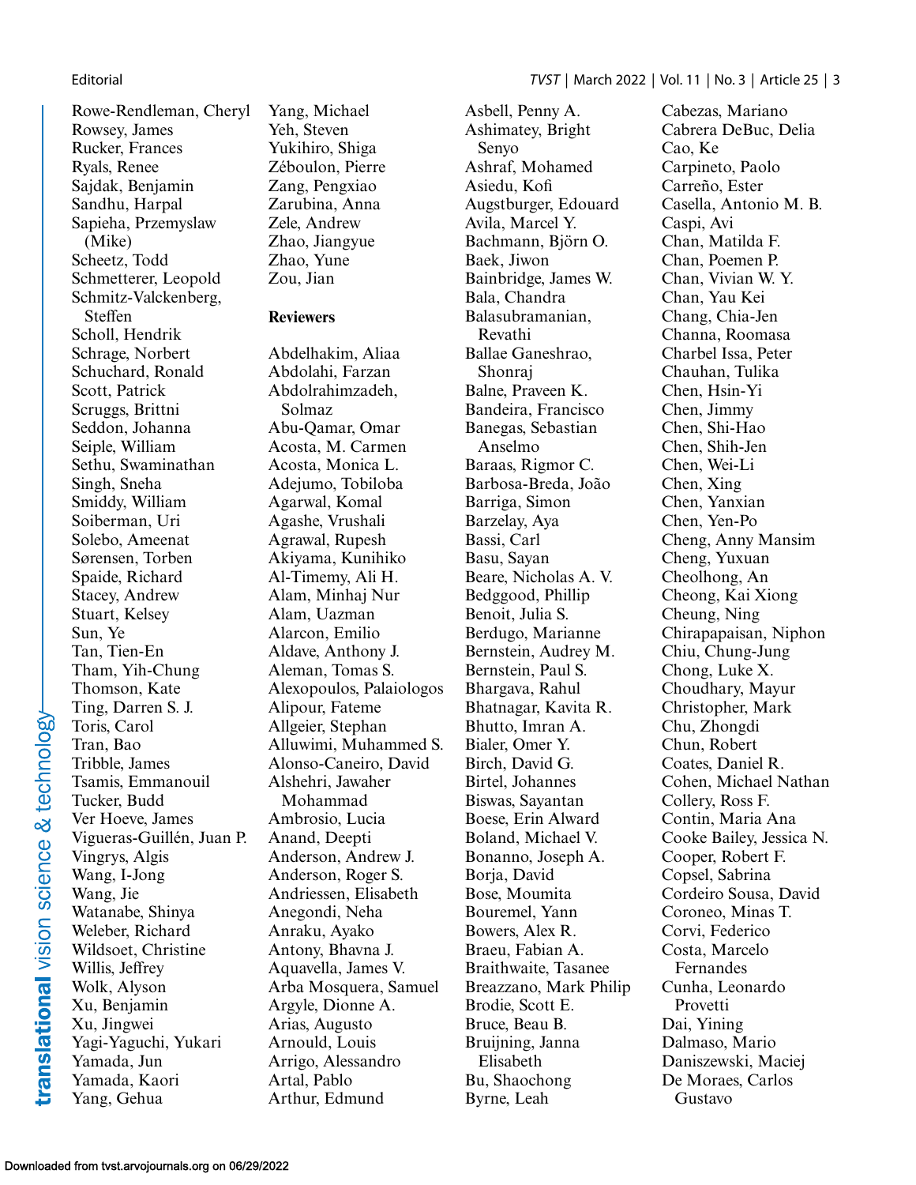Rowe-Rendleman, Cheryl
Rowsey, James
Rucker, Frances
Ryals, Renee
Sajdak, Benjamin
Sandhu, Harpal
Sapieha, Przemyslaw (Mike)
Scheetz, Todd
Schmetterer, Leopold
Schmitz-Valckenberg, Steffen
Scholl, Hendrik
Schrage, Norbert
Schuchard, Ronald
Scott, Patrick
Scruggs, Brittni
Seddon, Johanna
Seiple, William
Sethu, Swaminathan
Singh, Sneha
Smiddy, William
Soiberman, Uri
Solebo, Ameenat
Sørensen, Torben
Spaide, Richard
Stacey, Andrew
Stuart, Kelsey
Sun, Ye
Tan, Tien-En
Tham, Yih-Chung
Thomson, Kate
Ting, Darren S. J.
Toris, Carol
Tran, Bao
Tribble, James
Tsamis, Emmanouil
Tucker, Budd
Ver Hoeve, James
Vigueras-Guillén, Juan P.
Vingrys, Algis
Wang, I-Jong
Wang, Jie
Watanabe, Shinya
Weleber, Richard
Wildsoet, Christine
Willis, Jeffrey
Wolk, Alyson
Xu, Benjamin
Xu, Jingwei
Yagi-Yaguchi, Yukari
Yamada, Jun
Yamada, Kaori
Yang, Gehua
Yang, Michael
Yeh, Steven
Yukihiro, Shiga
Zéboulon, Pierre
Zang, Pengxiao
Zarubina, Anna
Zele, Andrew
Zhao, Jiangyue
Zhao, Yune
Zou, Jian

**Reviewers**

Abdelhakim, Aliaa
Abdolahi, Farzan
Abdolrahimzadeh, Solmaz
Abu-Qamar, Omar
Acosta, M. Carmen
Acosta, Monica L.
Adejumo, Tobiloba
Agarwal, Komal
Agashe, Vrushali
Agrawal, Rupesh
Akiyama, Kunihiko
Al-Timemy, Ali H.
Alam, Minhaj Nur
Alam, Uazman
Alarcon, Emilio
Aldave, Anthony J.
Aleman, Tomas S.
Alexopoulos, Palaiologos
Alipour, Fateme
Allgeier, Stephan
Alluwimi, Muhammed S.
Alonso-Caneiro, David
Alshehri, Jawaher Mohammad
Ambrosio, Lucia
Anand, Deepti
Anderson, Andrew J.
Anderson, Roger S.
Andriessen, Elisabeth
Anegondi, Neha
Anraku, Ayako
Antony, Bhavna J.
Aquavella, James V.
Arba Mosquera, Samuel
Argyle, Dionne A.
Arias, Augusto
Arnould, Louis
Arrigo, Alessandro
Artal, Pablo
Arthur, Edmund
Asbell, Penny A.
Ashimatey, Bright Senyo
Ashraf, Mohamed
Asiedu, Kofi
Augstburger, Edouard
Avila, Marcel Y.
Bachmann, Björn O.
Baek, Jiwon
Bainbridge, James W.
Bala, Chandra
Balasubramanian, Revathi
Ballae Ganeshrao, Shonraj
Balne, Praveen K.
Bandeira, Francisco
Banegas, Sebastian Anselmo
Baraas, Rigmor C.
Barbosa-Breda, João
Barriga, Simon
Barzelay, Aya
Bassi, Carl
Basu, Sayan
Beare, Nicholas A. V.
Bedggood, Phillip
Benoit, Julia S.
Berdugo, Marianne
Bernstein, Audrey M.
Bernstein, Paul S.
Bhargava, Rahul
Bhatnagar, Kavita R.
Bhutto, Imran A.
Bialer, Omer Y.
Birch, David G.
Birtel, Johannes
Biswas, Sayantan
Boese, Erin Alward
Boland, Michael V.
Bonanno, Joseph A.
Borja, David
Bose, Moumita
Bouremel, Yann
Bowers, Alex R.
Braeu, Fabian A.
Braithwaite, Tasanee
Breazzano, Mark Philip
Brodie, Scott E.
Bruce, Beau B.
Bruijning, Janna Elisabeth
Bu, Shaochong
Byrne, Leah
Cabezas, Mariano
Cabrera DeBuc, Delia
Cao, Ke
Carpineto, Paolo
Carreño, Ester
Casella, Antonio M. B.
Caspi, Avi
Chan, Matilda F.
Chan, Poemen P.
Chan, Vivian W. Y.
Chan, Yau Kei
Chang, Chia-Jen
Channa, Roomasa
Charbel Issa, Peter
Chauhan, Tulika
Chen, Hsin-Yi
Chen, Jimmy
Chen, Shi-Hao
Chen, Shih-Jen
Chen, Wei-Li
Chen, Xing
Chen, Yanxian
Chen, Yen-Po
Cheng, Anny Mansim
Cheng, Yuxuan
Cheolhong, An
Cheong, Kai Xiong
Cheung, Ning
Chirapapaisan, Niphon
Chiu, Chung-Jung
Chong, Luke X.
Choudhary, Mayur
Christopher, Mark
Chu, Zhongdi
Chun, Robert
Coates, Daniel R.
Cohen, Michael Nathan
Collery, Ross F.
Contin, Maria Ana
Cooke Bailey, Jessica N.
Cooper, Robert F.
Copsel, Sabrina
Cordeiro Sousa, David
Coroneo, Minas T.
Corvi, Federico
Costa, Marcelo Fernandes
Cunha, Leonardo Provetti
Dai, Yining
Dalmaso, Mario
Daniszewski, Maciej
De Moraes, Carlos Gustavo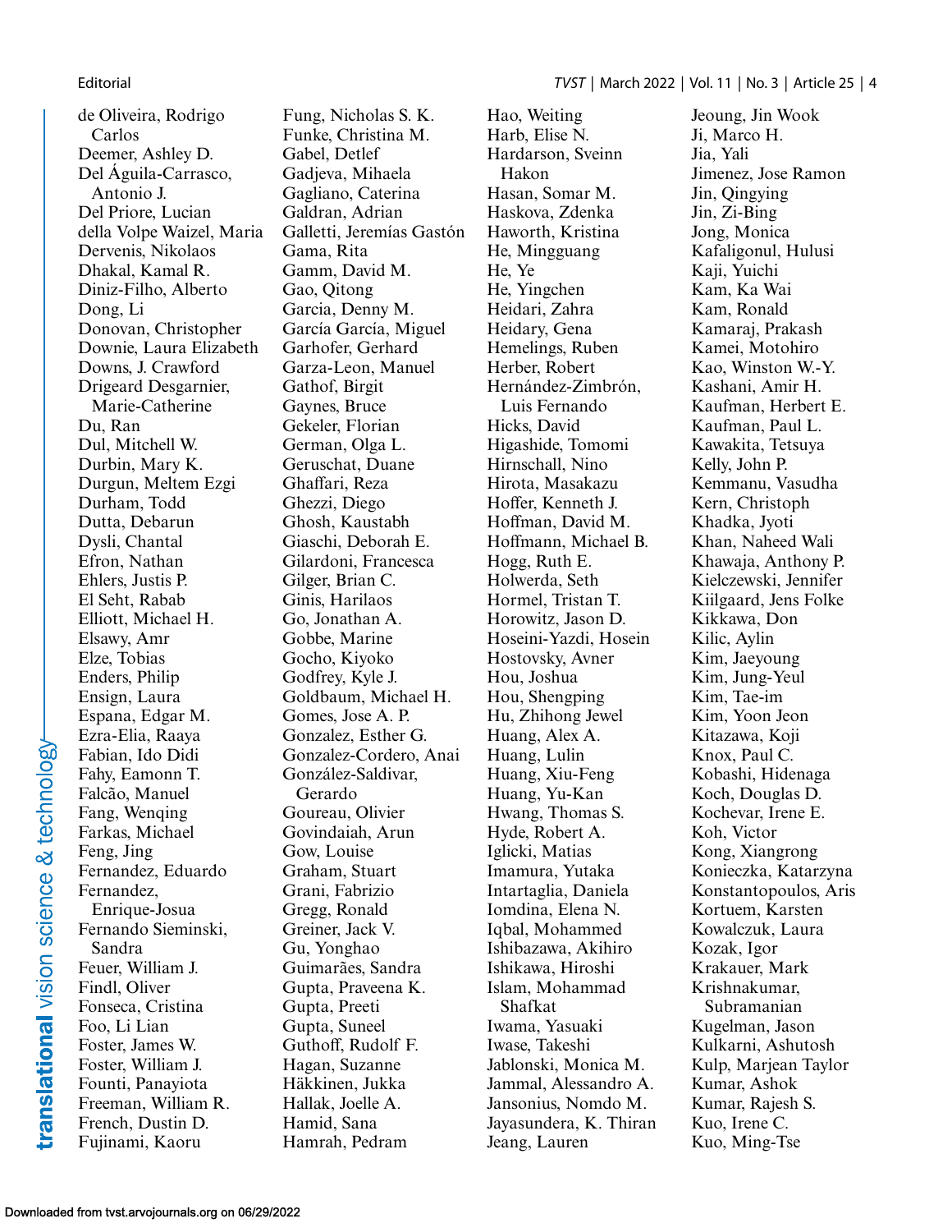de Oliveira, Rodrigo Carlos
Deemer, Ashley D.
Del Águila-Carrasco, Antonio J.
Del Priore, Lucian
della Volpe Waizel, Maria
Dervenis, Nikolaos
Dhakal, Kamal R.
Diniz-Filho, Alberto
Dong, Li
Donovan, Christopher
Downie, Laura Elizabeth
Downs, J. Crawford
Drigeard Desgarnier, Marie-Catherine
Du, Ran
Dul, Mitchell W.
Durbin, Mary K.
Durgun, Meltem Ezgi
Durham, Todd
Dutta, Debarun
Dysli, Chantal
Efron, Nathan
Ehlers, Justis P.
El Seht, Rabab
Elliott, Michael H.
Elsawy, Amr
Elze, Tobias
Enders, Philip
Ensign, Laura
Espana, Edgar M.
Ezra-Elia, Raaya
Fabian, Ido Didi
Fahy, Eamonn T.
Falcão, Manuel
Fang, Wenqing
Farkas, Michael
Feng, Jing
Fernandez, Eduardo
Fernandez, Enrique-Josua
Fernando Sieminski, Sandra
Feuer, William J.
Findl, Oliver
Fonseca, Cristina
Foo, Li Lian
Foster, James W.
Foster, William J.
Founti, Panayiota
Freeman, William R.
French, Dustin D.
Fujinami, Kaoru
Fung, Nicholas S. K.
Funke, Christina M.
Gabel, Detlef
Gadjeva, Mihaela
Gagliano, Caterina
Galdran, Adrian
Galletti, Jeremías Gastón
Gama, Rita
Gamm, David M.
Gao, Qitong
Garcia, Denny M.
García García, Miguel
Garhofer, Gerhard
Garza-Leon, Manuel
Gathof, Birgit
Gaynes, Bruce
Gekeler, Florian
German, Olga L.
Geruschat, Duane
Ghaffari, Reza
Ghezzi, Diego
Ghosh, Kaustabh
Giaschi, Deborah E.
Gilardoni, Francesca
Gilger, Brian C.
Ginis, Harilaos
Go, Jonathan A.
Gobbe, Marine
Gocho, Kiyoko
Godfrey, Kyle J.
Goldbaum, Michael H.
Gomes, Jose A. P.
Gonzalez, Esther G.
Gonzalez-Cordero, Anai
González-Saldivar, Gerardo
Goureau, Olivier
Govindaiah, Arun
Gow, Louise
Graham, Stuart
Grani, Fabrizio
Gregg, Ronald
Greiner, Jack V.
Gu, Yonghao
Guimarães, Sandra
Gupta, Praveena K.
Gupta, Preeti
Gupta, Suneel
Guthoff, Rudolf F.
Hagan, Suzanne
Häkkinen, Jukka
Hallak, Joelle A.
Hamid, Sana
Hamrah, Pedram
Hao, Weiting
Harb, Elise N.
Hardarson, Sveinn Hakon
Hasan, Somar M.
Haskova, Zdenka
Haworth, Kristina
He, Mingguang
He, Ye
He, Yingchen
Heidari, Zahra
Heidary, Gena
Hemelings, Ruben
Herber, Robert
Hernández-Zimbrón, Luis Fernando
Hicks, David
Higashide, Tomomi
Hirnschall, Nino
Hirota, Masakazu
Hoffer, Kenneth J.
Hoffman, David M.
Hoffmann, Michael B.
Hogg, Ruth E.
Holwerda, Seth
Hormel, Tristan T.
Horowitz, Jason D.
Hoseini-Yazdi, Hosein
Hostovsky, Avner
Hou, Joshua
Hou, Shengping
Hu, Zhihong Jewel
Huang, Alex A.
Huang, Lulin
Huang, Xiu-Feng
Huang, Yu-Kan
Hwang, Thomas S.
Hyde, Robert A.
Iglicki, Matias
Imamura, Yutaka
Intartaglia, Daniela
Iomdina, Elena N.
Iqbal, Mohammed
Ishibazawa, Akihiro
Ishikawa, Hiroshi
Islam, Mohammad Shafkat
Iwama, Yasuaki
Iwase, Takeshi
Jablonski, Monica M.
Jammal, Alessandro A.
Jansonius, Nomdo M.
Jayasundera, K. Thiran
Jeang, Lauren
Jeoung, Jin Wook
Ji, Marco H.
Jia, Yali
Jimenez, Jose Ramon
Jin, Qingying
Jin, Zi-Bing
Jong, Monica
Kafaligonul, Hulusi
Kaji, Yuichi
Kam, Ka Wai
Kam, Ronald
Kamaraj, Prakash
Kamei, Motohiro
Kao, Winston W.-Y.
Kashani, Amir H.
Kaufman, Herbert E.
Kaufman, Paul L.
Kawakita, Tetsuya
Kelly, John P.
Kemmanu, Vasudha
Kern, Christoph
Khadka, Jyoti
Khan, Naheed Wali
Khawaja, Anthony P.
Kielczewski, Jennifer
Kiilgaard, Jens Folke
Kikkawa, Don
Kilic, Aylin
Kim, Jaeyoung
Kim, Jung-Yeul
Kim, Tae-im
Kim, Yoon Jeon
Kitazawa, Koji
Knox, Paul C.
Kobashi, Hidenaga
Koch, Douglas D.
Kochevar, Irene E.
Koh, Victor
Kong, Xiangrong
Konieczka, Katarzyna
Konstantopoulos, Aris
Kortuem, Karsten
Kowalczuk, Laura
Kozak, Igor
Krakauer, Mark
Krishnakumar, Subramanian
Kugelman, Jason
Kulkarni, Ashutosh
Kulp, Marjean Taylor
Kumar, Ashok
Kumar, Rajesh S.
Kuo, Irene C.
Kuo, Ming-Tse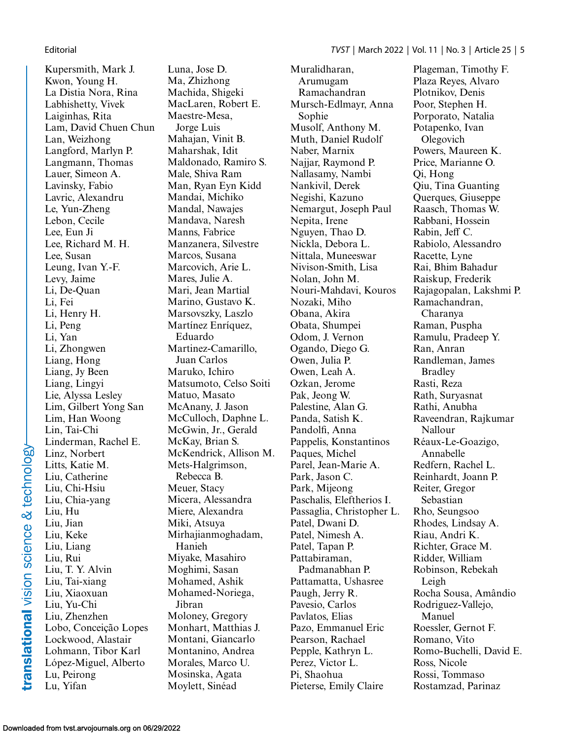Kupersmith, Mark J.
Kwon, Young H.
La Distia Nora, Rina
Labhishetty, Vivek
Laiginhas, Rita
Lam, David Chuen Chun
Lan, Weizhong
Langford, Marlyn P.
Langmann, Thomas
Lauer, Simeon A.
Lavinsky, Fabio
Lavric, Alexandru
Le, Yun-Zheng
Lebon, Cecile
Lee, Eun Ji
Lee, Richard M. H.
Lee, Susan
Leung, Ivan Y.-F.
Levy, Jaime
Li, De-Quan
Li, Fei
Li, Henry H.
Li, Peng
Li, Yan
Li, Zhongwen
Liang, Hong
Liang, Jy Been
Liang, Lingyi
Lie, Alyssa Lesley
Lim, Gilbert Yong San
Lim, Han Woong
Lin, Tai-Chi
Linderman, Rachel E.
Linz, Norbert
Litts, Katie M.
Liu, Catherine
Liu, Chi-Hsiu
Liu, Chia-yang
Liu, Hu
Liu, Jian
Liu, Keke
Liu, Liang
Liu, Rui
Liu, T. Y. Alvin
Liu, Tai-xiang
Liu, Xiaoxuan
Liu, Yu-Chi
Liu, Zhenzhen
Lobo, Conceição Lopes
Lockwood, Alastair
Lohmann, Tibor Karl
López-Miguel, Alberto
Lu, Peirong
Lu, Yifan
Luna, Jose D.
Ma, Zhizhong
Machida, Shigeki
MacLaren, Robert E.
Maestre-Mesa, Jorge Luis
Mahajan, Vinit B.
Maharshak, Idit
Maldonado, Ramiro S.
Male, Shiva Ram
Man, Ryan Eyn Kidd
Mandai, Michiko
Mandal, Nawajes
Mandava, Naresh
Manns, Fabrice
Manzanera, Silvestre
Marcos, Susana
Marcovich, Arie L.
Mares, Julie A.
Mari, Jean Martial
Marino, Gustavo K.
Marsovszky, Laszlo
Martínez Enríquez, Eduardo
Martinez-Camarillo, Juan Carlos
Maruko, Ichiro
Matsumoto, Celso Soiti
Matuo, Masato
McAnany, J. Jason
McCulloch, Daphne L.
McGwin, Jr., Gerald
McKay, Brian S.
McKendrick, Allison M.
Mets-Halgrimson, Rebecca B.
Meuer, Stacy
Micera, Alessandra
Miere, Alexandra
Miki, Atsuya
Mirhajianmoghadam, Hanieh
Miyake, Masahiro
Moghimi, Sasan
Mohamed, Ashik
Mohamed-Noriega, Jibran
Moloney, Gregory
Monhart, Matthias J.
Montani, Giancarlo
Montanino, Andrea
Morales, Marco U.
Mosinska, Agata
Moylett, Sinéad
Muralidharan, Arumugam Ramachandran
Mursch-Edlmayr, Anna Sophie
Musolf, Anthony M.
Muth, Daniel Rudolf
Naber, Marnix
Najjar, Raymond P.
Nallasamy, Nambi
Nankivil, Derek
Negishi, Kazuno
Nemargut, Joseph Paul
Nepita, Irene
Nguyen, Thao D.
Nickla, Debora L.
Nittala, Muneeswar
Nivison-Smith, Lisa
Nolan, John M.
Nouri-Mahdavi, Kouros
Nozaki, Miho
Obana, Akira
Obata, Shumpei
Odom, J. Vernon
Ogando, Diego G.
Owen, Julia P.
Owen, Leah A.
Ozkan, Jerome
Pak, Jeong W.
Palestine, Alan G.
Panda, Satish K.
Pandolfi, Anna
Pappelis, Konstantinos
Paques, Michel
Parel, Jean-Marie A.
Park, Jason C.
Park, Mijeong
Paschalis, Eleftherios I.
Passaglia, Christopher L.
Patel, Dwani D.
Patel, Nimesh A.
Patel, Tapan P.
Pattabiraman, Padmanabhan P.
Pattamatta, Ushasree
Paugh, Jerry R.
Pavesio, Carlos
Pavlatos, Elias
Pazo, Emmanuel Eric
Pearson, Rachael
Pepple, Kathryn L.
Perez, Victor L.
Pi, Shaohua
Pieterse, Emily Claire
Plageman, Timothy F.
Plaza Reyes, Alvaro
Plotnikov, Denis
Poor, Stephen H.
Porporato, Natalia
Potapenko, Ivan Olegovich
Powers, Maureen K.
Price, Marianne O.
Qi, Hong
Qiu, Tina Guanting
Querques, Giuseppe
Raasch, Thomas W.
Rabbani, Hossein
Rabin, Jeff C.
Rabiolo, Alessandro
Racette, Lyne
Rai, Bhim Bahadur
Raiskup, Frederik
Rajagopalan, Lakshmi P.
Ramachandran, Charanya
Raman, Puspha
Ramulu, Pradeep Y.
Ran, Anran
Randleman, James Bradley
Rasti, Reza
Rath, Suryasnat
Rathi, Anubha
Raveendran, Rajkumar Nallour
Réaux-Le-Goazigo, Annabelle
Redfern, Rachel L.
Reinhardt, Joann P.
Reiter, Gregor Sebastian
Rho, Seungsoo
Rhodes, Lindsay A.
Riau, Andri K.
Richter, Grace M.
Ridder, William
Robinson, Rebekah Leigh
Rocha Sousa, Amândio
Rodriguez-Vallejo, Manuel
Roessler, Gernot F.
Romano, Vito
Romo-Buchelli, David E.
Ross, Nicole
Rossi, Tommaso
Rostamzad, Parinaz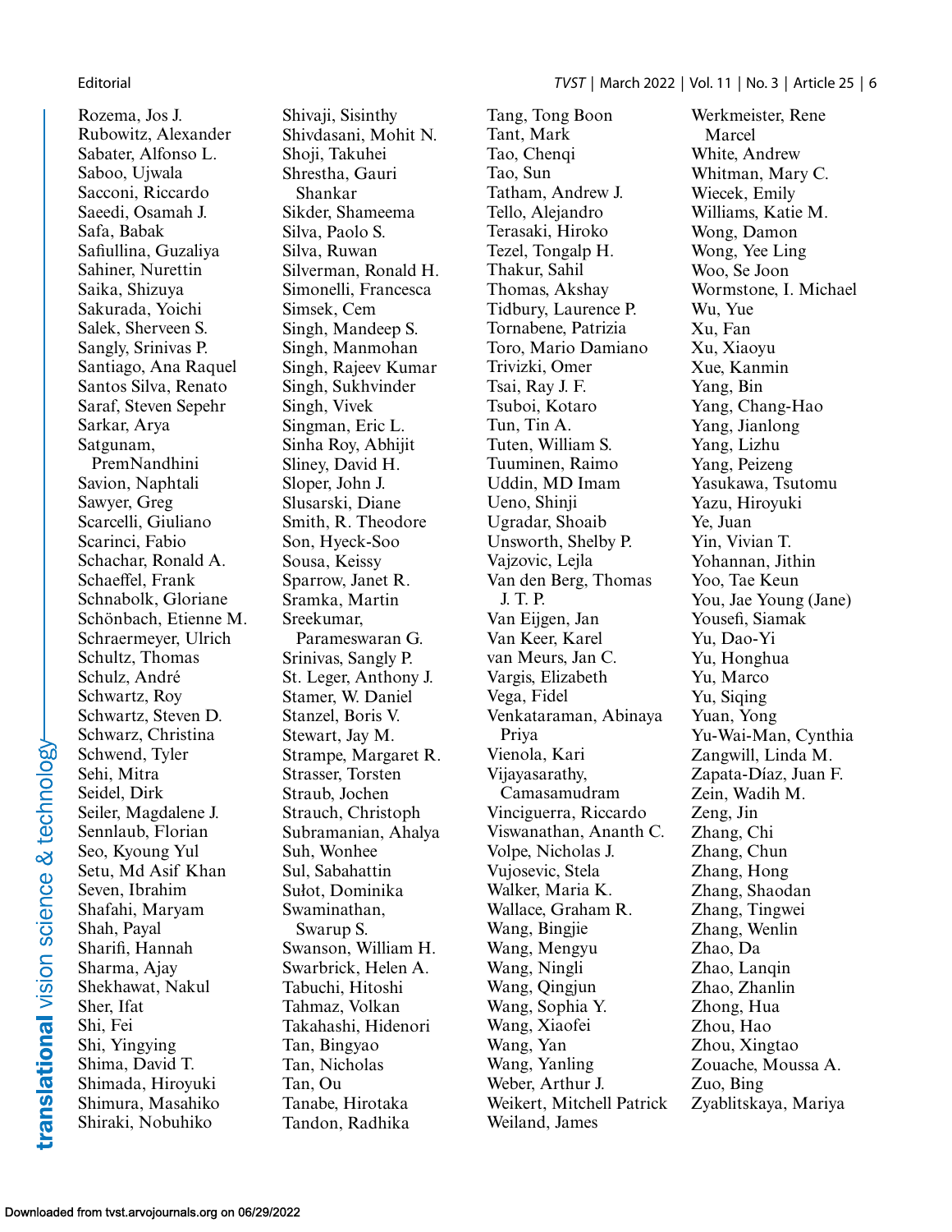Rozema, Jos J.
Rubowitz, Alexander
Sabater, Alfonso L.
Saboo, Ujwala
Sacconi, Riccardo
Saeedi, Osamah J.
Safa, Babak
Safiullina, Guzaliya
Sahiner, Nurettin
Saika, Shizuya
Sakurada, Yoichi
Salek, Sherveen S.
Sangly, Srinivas P.
Santiago, Ana Raquel
Santos Silva, Renato
Saraf, Steven Sepehr
Sarkar, Arya
Satgunam, PremNandhini
Savion, Naphtali
Sawyer, Greg
Scarcelli, Giuliano
Scarinci, Fabio
Schachar, Ronald A.
Schaeffel, Frank
Schnabolk, Gloriane
Schönbach, Etienne M.
Schraermeyer, Ulrich
Schultz, Thomas
Schulz, André
Schwartz, Roy
Schwartz, Steven D.
Schwarz, Christina
Schwend, Tyler
Sehi, Mitra
Seidel, Dirk
Seiler, Magdalene J.
Sennlaub, Florian
Seo, Kyoung Yul
Setu, Md Asif Khan
Seven, Ibrahim
Shafahi, Maryam
Shah, Payal
Sharifi, Hannah
Sharma, Ajay
Shekhawat, Nakul
Sher, Ifat
Shi, Fei
Shi, Yingying
Shima, David T.
Shimada, Hiroyuki
Shimura, Masahiko
Shiraki, Nobuhiko
Shivaji, Sisinthy
Shivdasani, Mohit N.
Shoji, Takuhei
Shrestha, Gauri Shankar
Sikder, Shameema
Silva, Paolo S.
Silva, Ruwan
Silverman, Ronald H.
Simonelli, Francesca
Simsek, Cem
Singh, Mandeep S.
Singh, Manmohan
Singh, Rajeev Kumar
Singh, Sukhvinder
Singh, Vivek
Singman, Eric L.
Sinha Roy, Abhijit
Sliney, David H.
Sloper, John J.
Slusarski, Diane
Smith, R. Theodore
Son, Hyeck-Soo
Sousa, Keissy
Sparrow, Janet R.
Sramka, Martin
Sreekumar, Parameswaran G.
Srinivas, Sangly P.
St. Leger, Anthony J.
Stamer, W. Daniel
Stanzel, Boris V.
Stewart, Jay M.
Strampe, Margaret R.
Strasser, Torsten
Straub, Jochen
Strauch, Christoph
Subramanian, Ahalya
Suh, Wonhee
Sul, Sabahattin
Sułot, Dominika
Swaminathan, Swarup S.
Swanson, William H.
Swarbrick, Helen A.
Tabuchi, Hitoshi
Tahmaz, Volkan
Takahashi, Hidenori
Tan, Bingyao
Tan, Nicholas
Tan, Ou
Tanabe, Hirotaka
Tandon, Radhika
Tang, Tong Boon
Tant, Mark
Tao, Chenqi
Tao, Sun
Tatham, Andrew J.
Tello, Alejandro
Terasaki, Hiroko
Tezel, Tongalp H.
Thakur, Sahil
Thomas, Akshay
Tidbury, Laurence P.
Tornabene, Patrizia
Toro, Mario Damiano
Trivizki, Omer
Tsai, Ray J. F.
Tsuboi, Kotaro
Tun, Tin A.
Tuten, William S.
Tuuminen, Raimo
Uddin, MD Imam
Ueno, Shinji
Ugradar, Shoaib
Unsworth, Shelby P.
Vajzovic, Lejla
Van den Berg, Thomas J. T. P.
Van Eijgen, Jan
Van Keer, Karel
van Meurs, Jan C.
Vargis, Elizabeth
Vega, Fidel
Venkataraman, Abinaya Priya
Vienola, Kari
Vijayasarathy, Camasamudram
Vinciguerra, Riccardo
Viswanathan, Ananth C.
Volpe, Nicholas J.
Vujosevic, Stela
Walker, Maria K.
Wallace, Graham R.
Wang, Bingjie
Wang, Mengyu
Wang, Ningli
Wang, Qingjun
Wang, Sophia Y.
Wang, Xiaofei
Wang, Yan
Wang, Yanling
Weber, Arthur J.
Weikert, Mitchell Patrick
Weiland, James
Werkmeister, Rene Marcel
White, Andrew
Whitman, Mary C.
Wiecek, Emily
Williams, Katie M.
Wong, Damon
Wong, Yee Ling
Woo, Se Joon
Wormstone, I. Michael
Wu, Yue
Xu, Fan
Xu, Xiaoyu
Xue, Kanmin
Yang, Bin
Yang, Chang-Hao
Yang, Jianlong
Yang, Lizhu
Yang, Peizeng
Yasukawa, Tsutomu
Yazu, Hiroyuki
Ye, Juan
Yin, Vivian T.
Yohannan, Jithin
Yoo, Tae Keun
You, Jae Young (Jane)
Yousefi, Siamak
Yu, Dao-Yi
Yu, Honghua
Yu, Marco
Yu, Siqing
Yuan, Yong
Yu-Wai-Man, Cynthia
Zangwill, Linda M.
Zapata-Díaz, Juan F.
Zein, Wadih M.
Zeng, Jin
Zhang, Chi
Zhang, Chun
Zhang, Hong
Zhang, Shaodan
Zhang, Tingwei
Zhang, Wenlin
Zhao, Da
Zhao, Lanqin
Zhao, Zhanlin
Zhong, Hua
Zhou, Hao
Zhou, Xingtao
Zouache, Moussa A.
Zuo, Bing
Zyablitskaya, Mariya